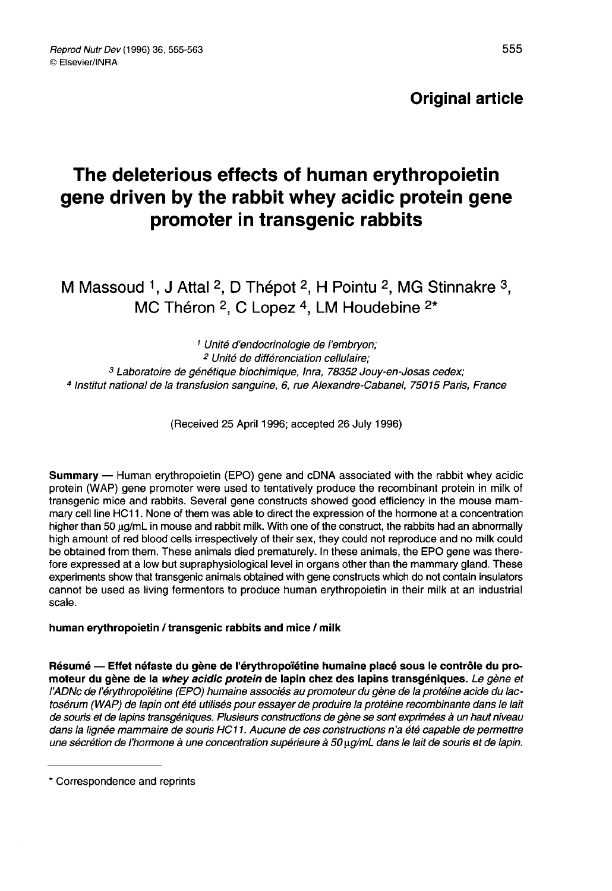**Original article**

# The deleterious effects of human erythropoietin gene driven by the rabbit whey acidic protein gene promoter in transgenic rabbits

M Massoud [1], J Attal [2], D Thépot [2], H Pointu [2], MG Stinnakre [3], MC Théron [2], C Lopez [4], LM Houdebine [2]*

[1] Unité d'endocrinologie de l'embryon;
[2] Unité de différenciation cellulaire;
[3] Laboratoire de génétique biochimique, Inra, 78352 Jouy-en-Josas cedex;
[4] Institut national de la transfusion sanguine, 6, rue Alexandre-Cabanel, 75015 Paris, France

(Received 25 April 1996; accepted 26 July 1996)

**Summary** — Human erythropoietin (EPO) gene and cDNA associated with the rabbit whey acidic protein (WAP) gene promoter were used to tentatively produce the recombinant protein in milk of transgenic mice and rabbits. Several gene constructs showed good efficiency in the mouse mammary cell line HC11. None of them was able to direct the expression of the hormone at a concentration higher than 50 μg/mL in mouse and rabbit milk. With one of the construct, the rabbits had an abnormally high amount of red blood cells irrespectively of their sex, they could not reproduce and no milk could be obtained from them. These animals died prematurely. In these animals, the EPO gene was therefore expressed at a low but supraphysiological level in organs other than the mammary gland. These experiments show that transgenic animals obtained with gene constructs which do not contain insulators cannot be used as living fermentors to produce human erythropoietin in their milk at an industrial scale.

**human erythropoietin / transgenic rabbits and mice / milk**

**Résumé — Effet néfaste du gène de l'érythropoïétine humaine placé sous le contrôle du promoteur du gène de la *whey acidic protein* de lapin chez des lapins transgéniques.** *Le gène et l'ADNc de l'érythropoïétine (EPO) humaine associés au promoteur du gène de la protéine acide du lactosérum (WAP) de lapin ont été utilisés pour essayer de produire la protéine recombinante dans le lait de souris et de lapins transgéniques. Plusieurs constructions de gène se sont exprimées à un haut niveau dans la lignée mammaire de souris HC11. Aucune de ces constructions n'a été capable de permettre une sécrétion de l'hormone à une concentration supérieure à 50 μg/mL dans le lait de souris et de lapin.*

---

\* Correspondence and reprints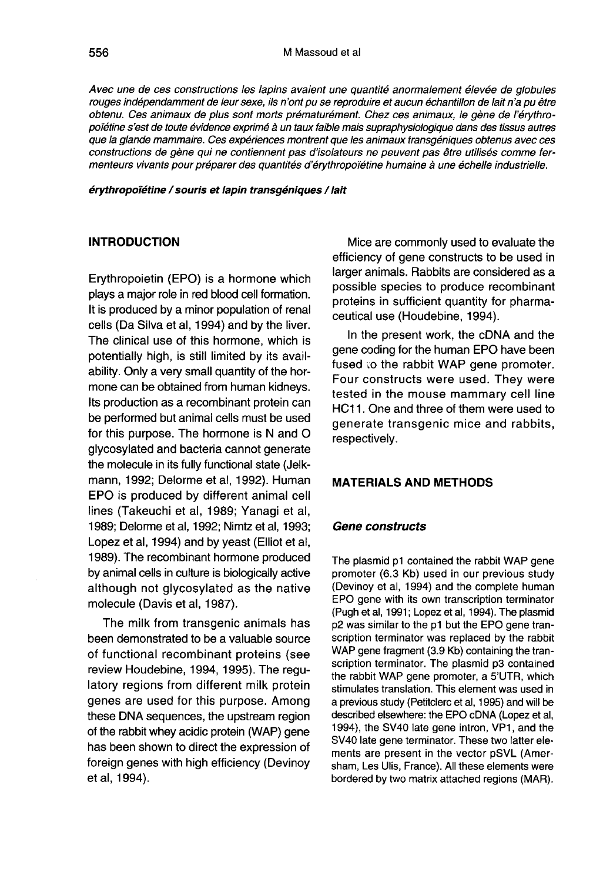*Avec une de ces constructions les lapins avaient une quantité anormalement élevée de globules rouges indépendamment de leur sexe, ils n'ont pu se reproduire et aucun échantillon de lait n'a pu être obtenu. Ces animaux de plus sont morts prématurément. Chez ces animaux, le gène de l'érythropoïétine s'est de toute évidence exprimé à un taux faible mais supraphysiologique dans des tissus autres que la glande mammaire. Ces expériences montrent que les animaux transgéniques obtenus avec ces constructions de gène qui ne contiennent pas d'isolateurs ne peuvent pas être utilisés comme fermenteurs vivants pour préparer des quantités d'érythropoïétine humaine à une échelle industrielle.*

***érythropoïétine / souris et lapin transgéniques / lait***

## INTRODUCTION

Erythropoietin (EPO) is a hormone which plays a major role in red blood cell formation. It is produced by a minor population of renal cells (Da Silva et al, 1994) and by the liver. The clinical use of this hormone, which is potentially high, is still limited by its availability. Only a very small quantity of the hormone can be obtained from human kidneys. Its production as a recombinant protein can be performed but animal cells must be used for this purpose. The hormone is N and O glycosylated and bacteria cannot generate the molecule in its fully functional state (Jelkmann, 1992; Delorme et al, 1992). Human EPO is produced by different animal cell lines (Takeuchi et al, 1989; Yanagi et al, 1989; Delorme et al, 1992; Nimtz et al, 1993; Lopez et al, 1994) and by yeast (Elliot et al, 1989). The recombinant hormone produced by animal cells in culture is biologically active although not glycosylated as the native molecule (Davis et al, 1987).

The milk from transgenic animals has been demonstrated to be a valuable source of functional recombinant proteins (see review Houdebine, 1994, 1995). The regulatory regions from different milk protein genes are used for this purpose. Among these DNA sequences, the upstream region of the rabbit whey acidic protein (WAP) gene has been shown to direct the expression of foreign genes with high efficiency (Devinoy et al, 1994).

Mice are commonly used to evaluate the efficiency of gene constructs to be used in larger animals. Rabbits are considered as a possible species to produce recombinant proteins in sufficient quantity for pharmaceutical use (Houdebine, 1994).

In the present work, the cDNA and the gene coding for the human EPO have been fused to the rabbit WAP gene promoter. Four constructs were used. They were tested in the mouse mammary cell line HC11. One and three of them were used to generate transgenic mice and rabbits, respectively.

## MATERIALS AND METHODS

### *Gene constructs*

The plasmid p1 contained the rabbit WAP gene promoter (6.3 Kb) used in our previous study (Devinoy et al, 1994) and the complete human EPO gene with its own transcription terminator (Pugh et al, 1991; Lopez et al, 1994). The plasmid p2 was similar to the p1 but the EPO gene transcription terminator was replaced by the rabbit WAP gene fragment (3.9 Kb) containing the transcription terminator. The plasmid p3 contained the rabbit WAP gene promoter, a 5'UTR, which stimulates translation. This element was used in a previous study (Petitclerc et al, 1995) and will be described elsewhere: the EPO cDNA (Lopez et al, 1994), the SV40 late gene intron, VP1, and the SV40 late gene terminator. These two latter elements are present in the vector pSVL (Amersham, Les Ulis, France). All these elements were bordered by two matrix attached regions (MAR).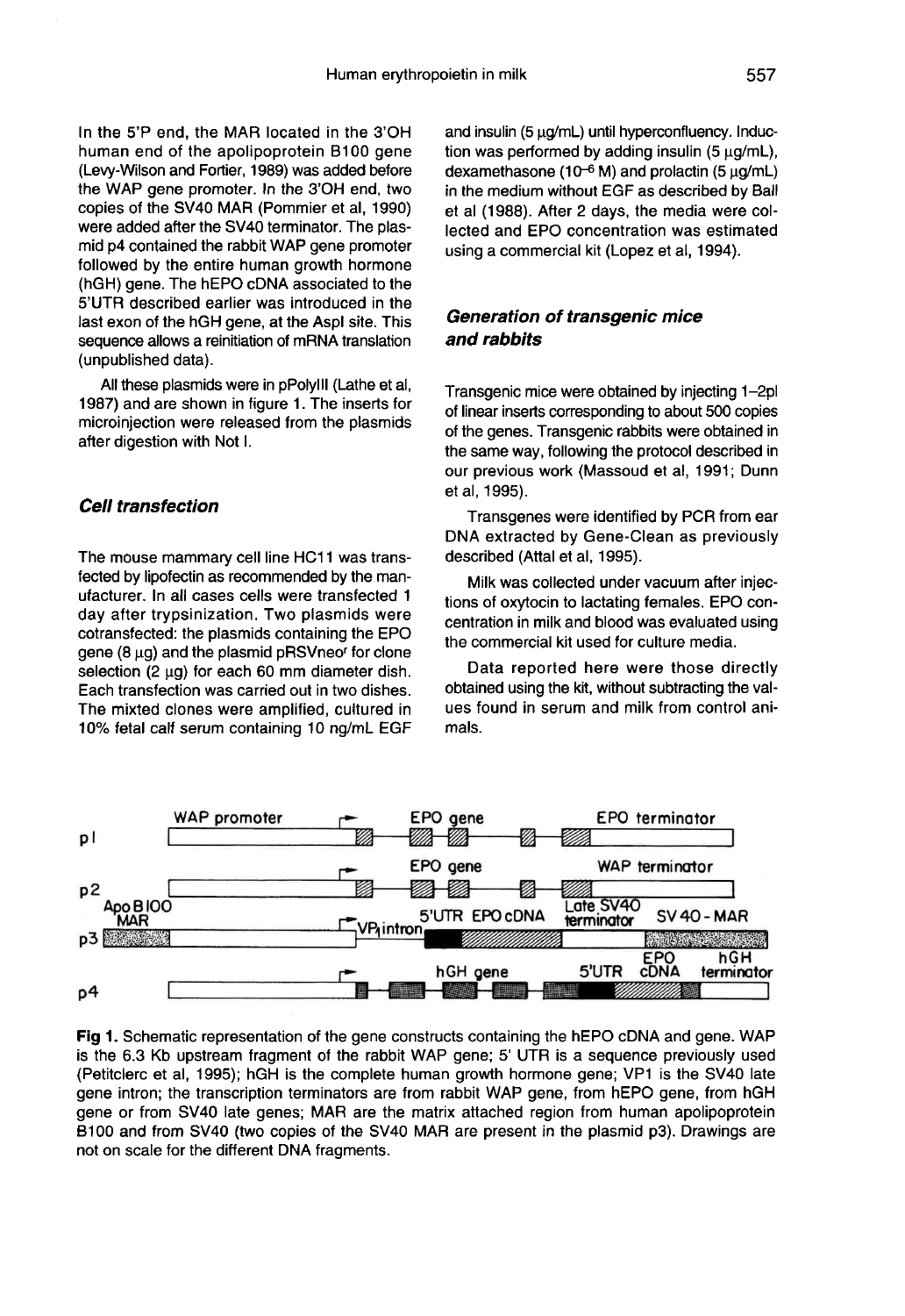In the 5'P end, the MAR located in the 3'OH human end of the apolipoprotein B100 gene (Levy-Wilson and Fortier, 1989) was added before the WAP gene promoter. In the 3'OH end, two copies of the SV40 MAR (Pommier et al, 1990) were added after the SV40 terminator. The plasmid p4 contained the rabbit WAP gene promoter followed by the entire human growth hormone (hGH) gene. The hEPO cDNA associated to the 5'UTR described earlier was introduced in the last exon of the hGH gene, at the AspI site. This sequence allows a reinitiation of mRNA translation (unpublished data).

All these plasmids were in pPolyIII (Lathe et al, 1987) and are shown in figure 1. The inserts for microinjection were released from the plasmids after digestion with Not I.

### *Cell transfection*

The mouse mammary cell line HC11 was transfected by lipofectin as recommended by the manufacturer. In all cases cells were transfected 1 day after trypsinization. Two plasmids were cotransfected: the plasmids containing the EPO gene (8 μg) and the plasmid pRSVneo$^r$ for clone selection (2 μg) for each 60 mm diameter dish. Each transfection was carried out in two dishes. The mixted clones were amplified, cultured in 10% fetal calf serum containing 10 ng/mL EGF and insulin (5 μg/mL) until hyperconfluency. Induction was performed by adding insulin (5 μg/mL), dexamethasone ($10^{-6}$ M) and prolactin (5 μg/mL) in the medium without EGF as described by Ball et al (1988). After 2 days, the media were collected and EPO concentration was estimated using a commercial kit (Lopez et al, 1994).

### *Generation of transgenic mice and rabbits*

Transgenic mice were obtained by injecting 1–2pl of linear inserts corresponding to about 500 copies of the genes. Transgenic rabbits were obtained in the same way, following the protocol described in our previous work (Massoud et al, 1991; Dunn et al, 1995).

Transgenes were identified by PCR from ear DNA extracted by Gene-Clean as previously described (Attal et al, 1995).

Milk was collected under vacuum after injections of oxytocin to lactating females. EPO concentration in milk and blood was evaluated using the commercial kit used for culture media.

Data reported here were those directly obtained using the kit, without subtracting the values found in serum and milk from control animals.

**Fig 1.** Schematic representation of the gene constructs containing the hEPO cDNA and gene. WAP is the 6.3 Kb upstream fragment of the rabbit WAP gene; 5' UTR is a sequence previously used (Petitclerc et al, 1995); hGH is the complete human growth hormone gene; VP1 is the SV40 late gene intron; the transcription terminators are from rabbit WAP gene, from hEPO gene, from hGH gene or from SV40 late genes; MAR are the matrix attached region from human apolipoprotein B100 and from SV40 (two copies of the SV40 MAR are present in the plasmid p3). Drawings are not on scale for the different DNA fragments.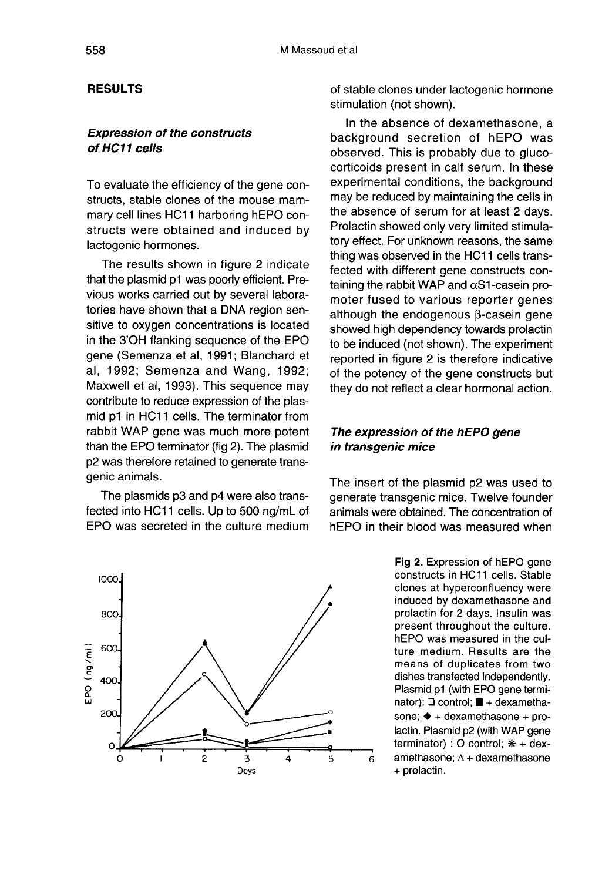## RESULTS

### *Expression of the constructs of HC11 cells*

To evaluate the efficiency of the gene constructs, stable clones of the mouse mammary cell lines HC11 harboring hEPO constructs were obtained and induced by lactogenic hormones.

The results shown in figure 2 indicate that the plasmid p1 was poorly efficient. Previous works carried out by several laboratories have shown that a DNA region sensitive to oxygen concentrations is located in the 3'OH flanking sequence of the EPO gene (Semenza et al, 1991; Blanchard et al, 1992; Semenza and Wang, 1992; Maxwell et al, 1993). This sequence may contribute to reduce expression of the plasmid p1 in HC11 cells. The terminator from rabbit WAP gene was much more potent than the EPO terminator (fig 2). The plasmid p2 was therefore retained to generate transgenic animals.

The plasmids p3 and p4 were also transfected into HC11 cells. Up to 500 ng/mL of EPO was secreted in the culture medium of stable clones under lactogenic hormone stimulation (not shown).

In the absence of dexamethasone, a background secretion of hEPO was observed. This is probably due to glucocorticoids present in calf serum. In these experimental conditions, the background may be reduced by maintaining the cells in the absence of serum for at least 2 days. Prolactin showed only very limited stimulatory effect. For unknown reasons, the same thing was observed in the HC11 cells transfected with different gene constructs containing the rabbit WAP and αS1-casein promoter fused to various reporter genes although the endogenous β-casein gene showed high dependency towards prolactin to be induced (not shown). The experiment reported in figure 2 is therefore indicative of the potency of the gene constructs but they do not reflect a clear hormonal action.

### *The expression of the hEPO gene in transgenic mice*

The insert of the plasmid p2 was used to generate transgenic mice. Twelve founder animals were obtained. The concentration of hEPO in their blood was measured when

**Fig 2.** Expression of hEPO gene constructs in HC11 cells. Stable clones at hyperconfluency were induced by dexamethasone and prolactin for 2 days. Insulin was present throughout the culture. hEPO was measured in the culture medium. Results are the means of duplicates from two dishes transfected independently. Plasmid p1 (with EPO gene terminator): ❑ control; ■ + dexamethasone; ◆ + dexamethasone + prolactin. Plasmid p2 (with WAP gene terminator) : O control; ✻ + dexamethasone; Δ + dexamethasone + prolactin.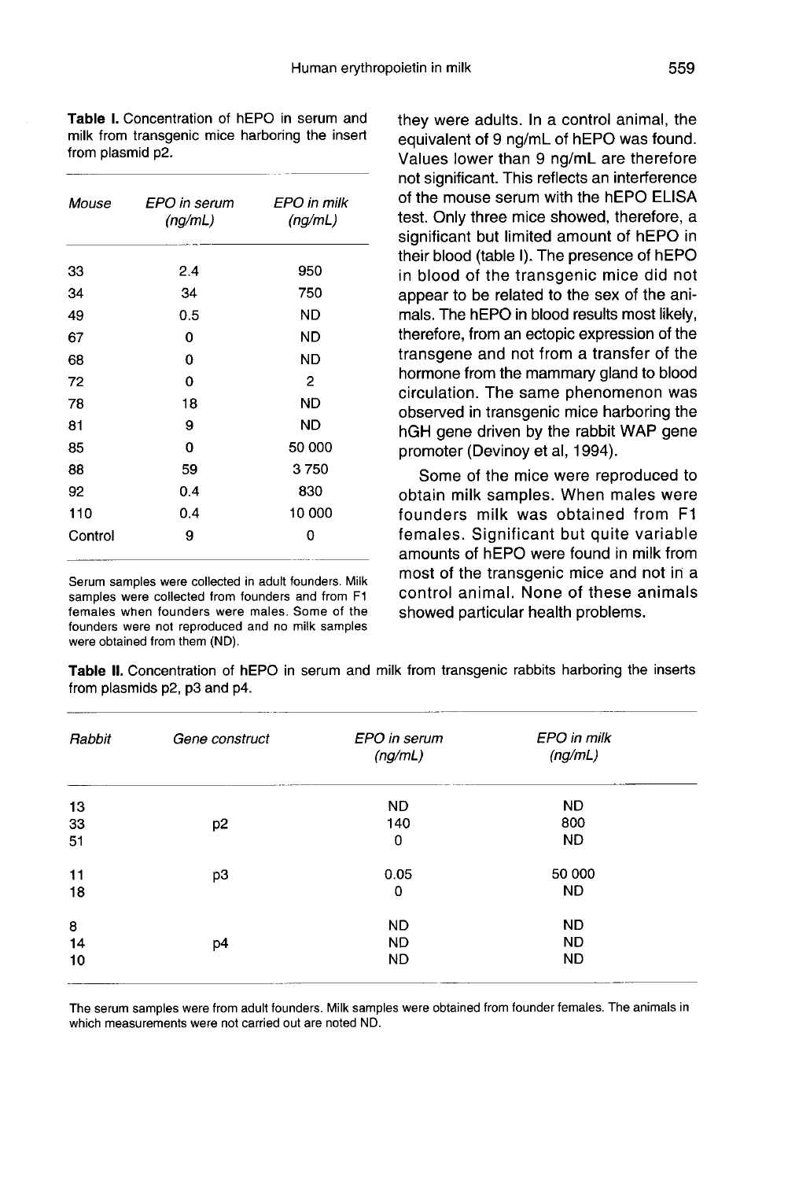**Table I.** Concentration of hEPO in serum and milk from transgenic mice harboring the insert from plasmid p2.

| *Mouse* | *EPO in serum (ng/mL)* | *EPO in milk (ng/mL)* |
|---|---|---|
| 33 | 2.4 | 950 |
| 34 | 34 | 750 |
| 49 | 0.5 | ND |
| 67 | 0 | ND |
| 68 | 0 | ND |
| 72 | 0 | 2 |
| 78 | 18 | ND |
| 81 | 9 | ND |
| 85 | 0 | 50 000 |
| 88 | 59 | 3 750 |
| 92 | 0.4 | 830 |
| 110 | 0.4 | 10 000 |
| Control | 9 | 0 |

Serum samples were collected in adult founders. Milk samples were collected from founders and from F1 females when founders were males. Some of the founders were not reproduced and no milk samples were obtained from them (ND).

they were adults. In a control animal, the equivalent of 9 ng/mL of hEPO was found. Values lower than 9 ng/mL are therefore not significant. This reflects an interference of the mouse serum with the hEPO ELISA test. Only three mice showed, therefore, a significant but limited amount of hEPO in their blood (table I). The presence of hEPO in blood of the transgenic mice did not appear to be related to the sex of the animals. The hEPO in blood results most likely, therefore, from an ectopic expression of the transgene and not from a transfer of the hormone from the mammary gland to blood circulation. The same phenomenon was observed in transgenic mice harboring the hGH gene driven by the rabbit WAP gene promoter (Devinoy et al, 1994).

Some of the mice were reproduced to obtain milk samples. When males were founders milk was obtained from F1 females. Significant but quite variable amounts of hEPO were found in milk from most of the transgenic mice and not in a control animal. None of these animals showed particular health problems.

**Table II.** Concentration of hEPO in serum and milk from transgenic rabbits harboring the inserts from plasmids p2, p3 and p4.

| *Rabbit* | *Gene construct* | *EPO in serum (ng/mL)* | *EPO in milk (ng/mL)* |
|---|---|---|---|
| 13 | | ND | ND |
| 33 | p2 | 140 | 800 |
| 51 | | 0 | ND |
| 11 | p3 | 0.05 | 50 000 |
| 18 | | 0 | ND |
| 8 | | ND | ND |
| 14 | p4 | ND | ND |
| 10 | | ND | ND |

The serum samples were from adult founders. Milk samples were obtained from founder females. The animals in which measurements were not carried out are noted ND.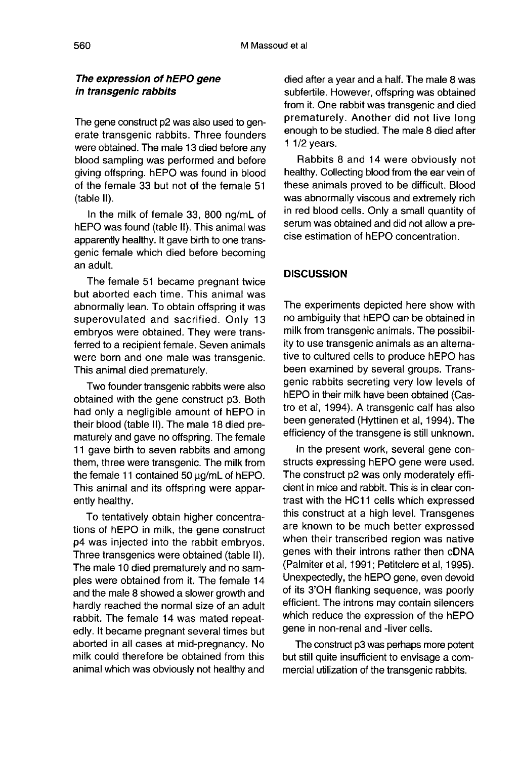### *The expression of hEPO gene in transgenic rabbits*

The gene construct p2 was also used to generate transgenic rabbits. Three founders were obtained. The male 13 died before any blood sampling was performed and before giving offspring. hEPO was found in blood of the female 33 but not of the female 51 (table II).

In the milk of female 33, 800 ng/mL of hEPO was found (table II). This animal was apparently healthy. It gave birth to one transgenic female which died before becoming an adult.

The female 51 became pregnant twice but aborted each time. This animal was abnormally lean. To obtain offspring it was superovulated and sacrified. Only 13 embryos were obtained. They were transferred to a recipient female. Seven animals were born and one male was transgenic. This animal died prematurely.

Two founder transgenic rabbits were also obtained with the gene construct p3. Both had only a negligible amount of hEPO in their blood (table II). The male 18 died prematurely and gave no offspring. The female 11 gave birth to seven rabbits and among them, three were transgenic. The milk from the female 11 contained 50 μg/mL of hEPO. This animal and its offspring were apparently healthy.

To tentatively obtain higher concentrations of hEPO in milk, the gene construct p4 was injected into the rabbit embryos. Three transgenics were obtained (table II). The male 10 died prematurely and no samples were obtained from it. The female 14 and the male 8 showed a slower growth and hardly reached the normal size of an adult rabbit. The female 14 was mated repeatedly. It became pregnant several times but aborted in all cases at mid-pregnancy. No milk could therefore be obtained from this animal which was obviously not healthy and died after a year and a half. The male 8 was subfertile. However, offspring was obtained from it. One rabbit was transgenic and died prematurely. Another did not live long enough to be studied. The male 8 died after 1 1/2 years.

Rabbits 8 and 14 were obviously not healthy. Collecting blood from the ear vein of these animals proved to be difficult. Blood was abnormally viscous and extremely rich in red blood cells. Only a small quantity of serum was obtained and did not allow a precise estimation of hEPO concentration.

## DISCUSSION

The experiments depicted here show with no ambiguity that hEPO can be obtained in milk from transgenic animals. The possibility to use transgenic animals as an alternative to cultured cells to produce hEPO has been examined by several groups. Transgenic rabbits secreting very low levels of hEPO in their milk have been obtained (Castro et al, 1994). A transgenic calf has also been generated (Hyttinen et al, 1994). The efficiency of the transgene is still unknown.

In the present work, several gene constructs expressing hEPO gene were used. The construct p2 was only moderately efficient in mice and rabbit. This is in clear contrast with the HC11 cells which expressed this construct at a high level. Transgenes are known to be much better expressed when their transcribed region was native genes with their introns rather then cDNA (Palmiter et al, 1991; Petitclerc et al, 1995). Unexpectedly, the hEPO gene, even devoid of its 3'OH flanking sequence, was poorly efficient. The introns may contain silencers which reduce the expression of the hEPO gene in non-renal and -liver cells.

The construct p3 was perhaps more potent but still quite insufficient to envisage a commercial utilization of the transgenic rabbits.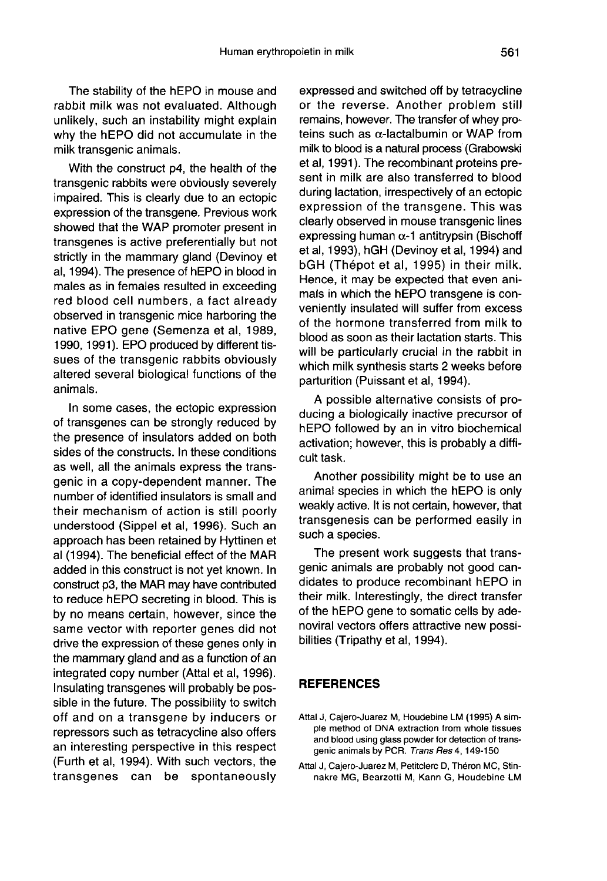The stability of the hEPO in mouse and rabbit milk was not evaluated. Although unlikely, such an instability might explain why the hEPO did not accumulate in the milk transgenic animals.

With the construct p4, the health of the transgenic rabbits were obviously severely impaired. This is clearly due to an ectopic expression of the transgene. Previous work showed that the WAP promoter present in transgenes is active preferentially but not strictly in the mammary gland (Devinoy et al, 1994). The presence of hEPO in blood in males as in females resulted in exceeding red blood cell numbers, a fact already observed in transgenic mice harboring the native EPO gene (Semenza et al, 1989, 1990, 1991). EPO produced by different tissues of the transgenic rabbits obviously altered several biological functions of the animals.

In some cases, the ectopic expression of transgenes can be strongly reduced by the presence of insulators added on both sides of the constructs. In these conditions as well, all the animals express the transgenic in a copy-dependent manner. The number of identified insulators is small and their mechanism of action is still poorly understood (Sippel et al, 1996). Such an approach has been retained by Hyttinen et al (1994). The beneficial effect of the MAR added in this construct is not yet known. In construct p3, the MAR may have contributed to reduce hEPO secreting in blood. This is by no means certain, however, since the same vector with reporter genes did not drive the expression of these genes only in the mammary gland and as a function of an integrated copy number (Attal et al, 1996). Insulating transgenes will probably be possible in the future. The possibility to switch off and on a transgene by inducers or repressors such as tetracycline also offers an interesting perspective in this respect (Furth et al, 1994). With such vectors, the transgenes can be spontaneously expressed and switched off by tetracycline or the reverse. Another problem still remains, however. The transfer of whey proteins such as α-lactalbumin or WAP from milk to blood is a natural process (Grabowski et al, 1991). The recombinant proteins present in milk are also transferred to blood during lactation, irrespectively of an ectopic expression of the transgene. This was clearly observed in mouse transgenic lines expressing human α-1 antitrypsin (Bischoff et al, 1993), hGH (Devinoy et al, 1994) and bGH (Thépot et al, 1995) in their milk. Hence, it may be expected that even animals in which the hEPO transgene is conveniently insulated will suffer from excess of the hormone transferred from milk to blood as soon as their lactation starts. This will be particularly crucial in the rabbit in which milk synthesis starts 2 weeks before parturition (Puissant et al, 1994).

A possible alternative consists of producing a biologically inactive precursor of hEPO followed by an in vitro biochemical activation; however, this is probably a difficult task.

Another possibility might be to use an animal species in which the hEPO is only weakly active. It is not certain, however, that transgenesis can be performed easily in such a species.

The present work suggests that transgenic animals are probably not good candidates to produce recombinant hEPO in their milk. Interestingly, the direct transfer of the hEPO gene to somatic cells by adenoviral vectors offers attractive new possibilities (Tripathy et al, 1994).

## REFERENCES

Attal J, Cajero-Juarez M, Houdebine LM (1995) A simple method of DNA extraction from whole tissues and blood using glass powder for detection of transgenic animals by PCR. *Trans Res* 4, 149-150

Attal J, Cajero-Juarez M, Petitclerc D, Théron MC, Stinnakre MG, Bearzotti M, Kann G, Houdebine LM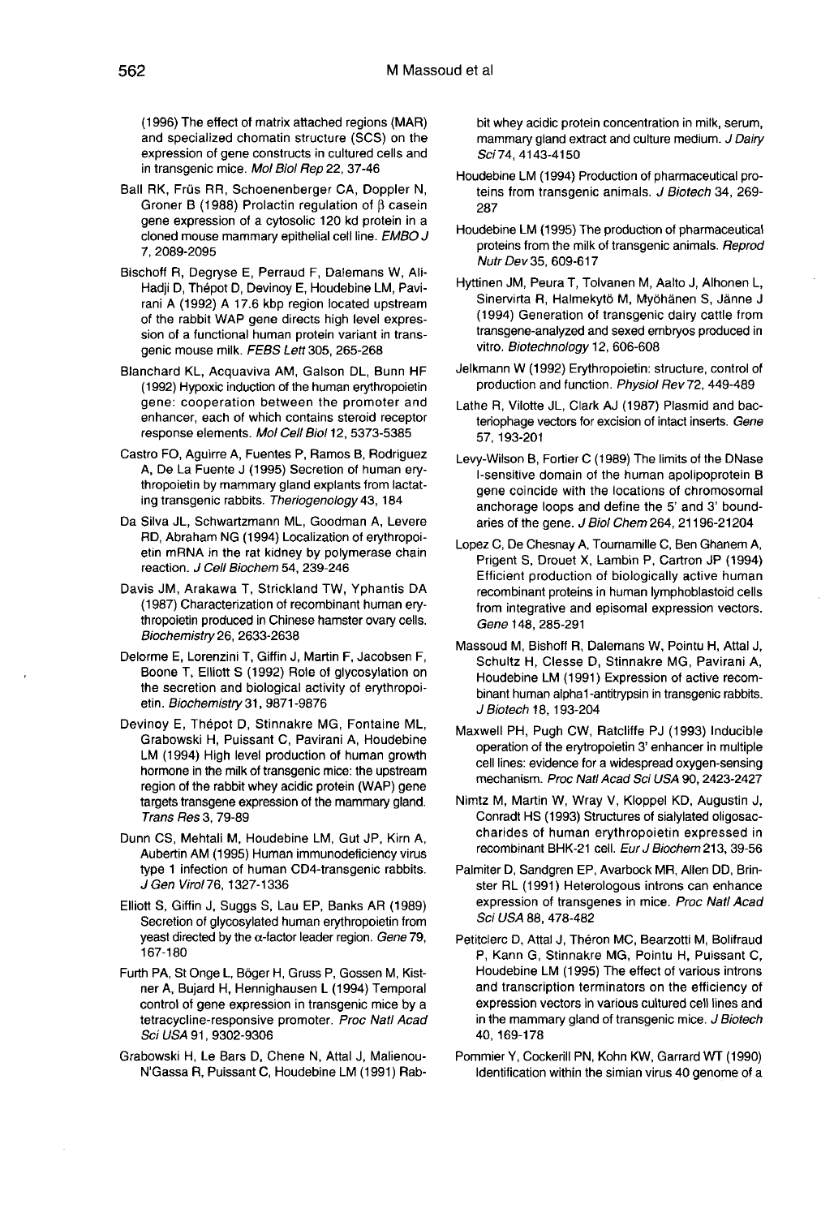(1996) The effect of matrix attached regions (MAR) and specialized chomatin structure (SCS) on the expression of gene constructs in cultured cells and in transgenic mice. *Mol Biol Rep* 22, 37-46

Ball RK, Früs RR, Schoenenberger CA, Doppler N, Groner B (1988) Prolactin regulation of β casein gene expression of a cytosolic 120 kd protein in a cloned mouse mammary epithelial cell line. *EMBO J* 7, 2089-2095

Bischoff R, Degryse E, Perraud F, Dalemans W, Ali-Hadji D, Thépot D, Devinoy E, Houdebine LM, Pavirani A (1992) A 17.6 kbp region located upstream of the rabbit WAP gene directs high level expression of a functional human protein variant in transgenic mouse milk. *FEBS Lett* 305, 265-268

Blanchard KL, Acquaviva AM, Galson DL, Bunn HF (1992) Hypoxic induction of the human erythropoietin gene: cooperation between the promoter and enhancer, each of which contains steroid receptor response elements. *Mol Cell Biol* 12, 5373-5385

Castro FO, Aguirre A, Fuentes P, Ramos B, Rodriguez A, De La Fuente J (1995) Secretion of human erythropoietin by mammary gland explants from lactating transgenic rabbits. *Theriogenology* 43, 184

Da Silva JL, Schwartzmann ML, Goodman A, Levere RD, Abraham NG (1994) Localization of erythropoietin mRNA in the rat kidney by polymerase chain reaction. *J Cell Biochem* 54, 239-246

Davis JM, Arakawa T, Strickland TW, Yphantis DA (1987) Characterization of recombinant human erythropoietin produced in Chinese hamster ovary cells. *Biochemistry* 26, 2633-2638

Delorme E, Lorenzini T, Giffin J, Martin F, Jacobsen F, Boone T, Elliott S (1992) Role of glycosylation on the secretion and biological activity of erythropoietin. *Biochemistry* 31, 9871-9876

Devinoy E, Thépot D, Stinnakre MG, Fontaine ML, Grabowski H, Puissant C, Pavirani A, Houdebine LM (1994) High level production of human growth hormone in the milk of transgenic mice: the upstream region of the rabbit whey acidic protein (WAP) gene targets transgene expression of the mammary gland. *Trans Res* 3, 79-89

Dunn CS, Mehtali M, Houdebine LM, Gut JP, Kirn A, Aubertin AM (1995) Human immunodeficiency virus type 1 infection of human CD4-transgenic rabbits. *J Gen Virol* 76, 1327-1336

Elliott S, Giffin J, Suggs S, Lau EP, Banks AR (1989) Secretion of glycosylated human erythropoietin from yeast directed by the α-factor leader region. *Gene* 79, 167-180

Furth PA, St Onge L, Böger H, Gruss P, Gossen M, Kistner A, Bujard H, Hennighausen L (1994) Temporal control of gene expression in transgenic mice by a tetracycline-responsive promoter. *Proc Natl Acad Sci USA* 91, 9302-9306

Grabowski H, Le Bars D, Chene N, Attal J, Malienou-N'Gassa R, Puissant C, Houdebine LM (1991) Rabbit whey acidic protein concentration in milk, serum, mammary gland extract and culture medium. *J Dairy Sci* 74, 4143-4150

Houdebine LM (1994) Production of pharmaceutical proteins from transgenic animals. *J Biotech* 34, 269-287

Houdebine LM (1995) The production of pharmaceutical proteins from the milk of transgenic animals. *Reprod Nutr Dev* 35, 609-617

Hyttinen JM, Peura T, Tolvanen M, Aalto J, Alhonen L, Sinervirta R, Halmekytö M, Myöhänen S, Jänne J (1994) Generation of transgenic dairy cattle from transgene-analyzed and sexed embryos produced in vitro. *Biotechnology* 12, 606-608

Jelkmann W (1992) Erythropoietin: structure, control of production and function. *Physiol Rev* 72, 449-489

Lathe R, Vilotte JL, Clark AJ (1987) Plasmid and bacteriophage vectors for excision of intact inserts. *Gene* 57, 193-201

Levy-Wilson B, Fortier C (1989) The limits of the DNase I-sensitive domain of the human apolipoprotein B gene coincide with the locations of chromosomal anchorage loops and define the 5' and 3' boundaries of the gene. *J Biol Chem* 264, 21196-21204

Lopez C, De Chesnay A, Tournamille C, Ben Ghenem A, Prigent S, Drouet X, Lambin P, Cartron JP (1994) Efficient production of biologically active human recombinant proteins in human lymphoblastoid cells from integrative and episomal expression vectors. *Gene* 148, 285-291

Massoud M, Bishoff R, Dalemans W, Pointu H, Attal J, Schultz H, Clesse D, Stinnakre MG, Pavirani A, Houdebine LM (1991) Expression of active recombinant human alpha1-antitrypsin in transgenic rabbits. *J Biotech* 18, 193-204

Maxwell PH, Pugh CW, Ratcliffe PJ (1993) Inducible operation of the erytropoietin 3' enhancer in multiple cell lines: evidence for a widespread oxygen-sensing mechanism. *Proc Natl Acad Sci USA* 90, 2423-2427

Nimtz M, Martin W, Wray V, Kloppel KD, Augustin J, Conradt HS (1993) Structures of sialylated oligosaccharides of human erythropoietin expressed in recombinant BHK-21 cell. *Eur J Biochem* 213, 39-56

Palmiter D, Sandgren EP, Avarbock MR, Allen DD, Brinster RL (1991) Heterologous introns can enhance expression of transgenes in mice. *Proc Natl Acad Sci USA* 88, 478-482

Petitclerc D, Attal J, Théron MC, Bearzotti M, Bolifraud P, Kann G, Stinnakre MG, Pointu H, Puissant C, Houdebine LM (1995) The effect of various introns and transcription terminators on the efficiency of expression vectors in various cultured cell lines and in the mammary gland of transgenic mice. *J Biotech* 40, 169-178

Pommier Y, Cockerill PN, Kohn KW, Garrard WT (1990) Identification within the simian virus 40 genome of a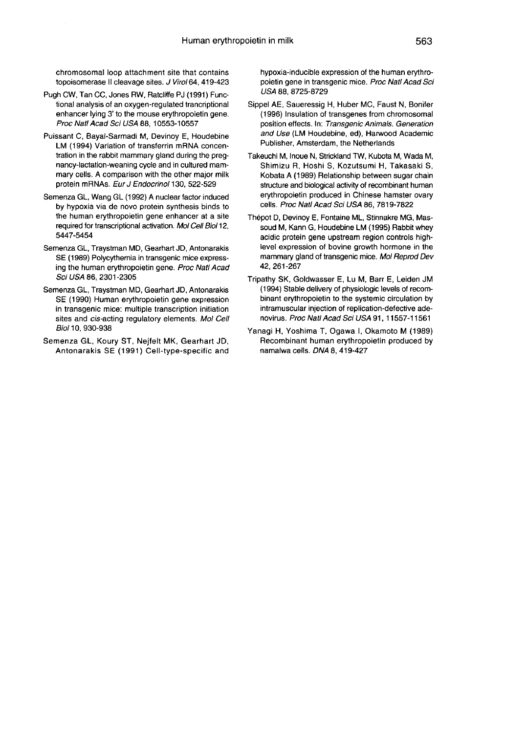chromosomal loop attachment site that contains topoisomerase II cleavage sites. *J Virol* 64, 419-423

Pugh CW, Tan CC, Jones RW, Ratcliffe PJ (1991) Functional analysis of an oxygen-regulated trancriptional enhancer lying 3' to the mouse erythropoietin gene. *Proc Natl Acad Sci USA* 88, 10553-10557

Puissant C, Bayat-Sarmadi M, Devinoy E, Houdebine LM (1994) Variation of transferrin mRNA concentration in the rabbit mammary gland during the pregnancy-lactation-weaning cycle and in cultured mammary cells. A comparison with the other major milk protein mRNAs. *Eur J Endocrinol* 130, 522-529

Semenza GL, Wang GL (1992) A nuclear factor induced by hypoxia via de novo protein synthesis binds to the human erythropoietin gene enhancer at a site required for transcriptional activation. *Mol Cell Biol* 12, 5447-5454

Semenza GL, Traystman MD, Gearhart JD, Antonarakis SE (1989) Polycythemia in transgenic mice expressing the human erythropoietin gene. *Proc Natl Acad Sci USA* 86, 2301-2305

Semenza GL, Traystman MD, Gearhart JD, Antonarakis SE (1990) Human erythropoietin gene expression in transgenic mice: multiple transcription initiation sites and *cis*-acting regulatory elements. *Mol Cell Biol* 10, 930-938

Semenza GL, Koury ST, Nejfelt MK, Gearhart JD, Antonarakis SE (1991) Cell-type-specific and hypoxia-inducible expression of the human erythropoietin gene in transgenic mice. *Proc Natl Acad Sci USA* 88, 8725-8729

Sippel AE, Saueressig H, Huber MC, Faust N, Bonifer (1996) Insulation of transgenes from chromosomal position effects. In: *Transgenic Animals. Generation and Use* (LM Houdebine, ed), Harwood Academic Publisher, Amsterdam, the Netherlands

Takeuchi M, Inoue N, Strickland TW, Kubota M, Wada M, Shimizu R, Hoshi S, Kozutsumi H, Takasaki S, Kobata A (1989) Relationship between sugar chain structure and biological activity of recombinant human erythropoietin produced in Chinese hamster ovary cells. *Proc Natl Acad Sci USA* 86, 7819-7822

Thépot D, Devinoy E, Fontaine ML, Stinnakre MG, Massoud M, Kann G, Houdebine LM (1995) Rabbit whey acidic protein gene upstream region controls high-level expression of bovine growth hormone in the mammary gland of transgenic mice. *Mol Reprod Dev* 42, 261-267

Tripathy SK, Goldwasser E, Lu M, Barr E, Leiden JM (1994) Stable delivery of physiologic levels of recombinant erythropoietin to the systemic circulation by intramuscular injection of replication-defective adenovirus. *Proc Natl Acad Sci USA* 91, 11557-11561

Yanagi H, Yoshima T, Ogawa I, Okamoto M (1989) Recombinant human erythropoietin produced by namalwa cells. *DNA* 8, 419-427